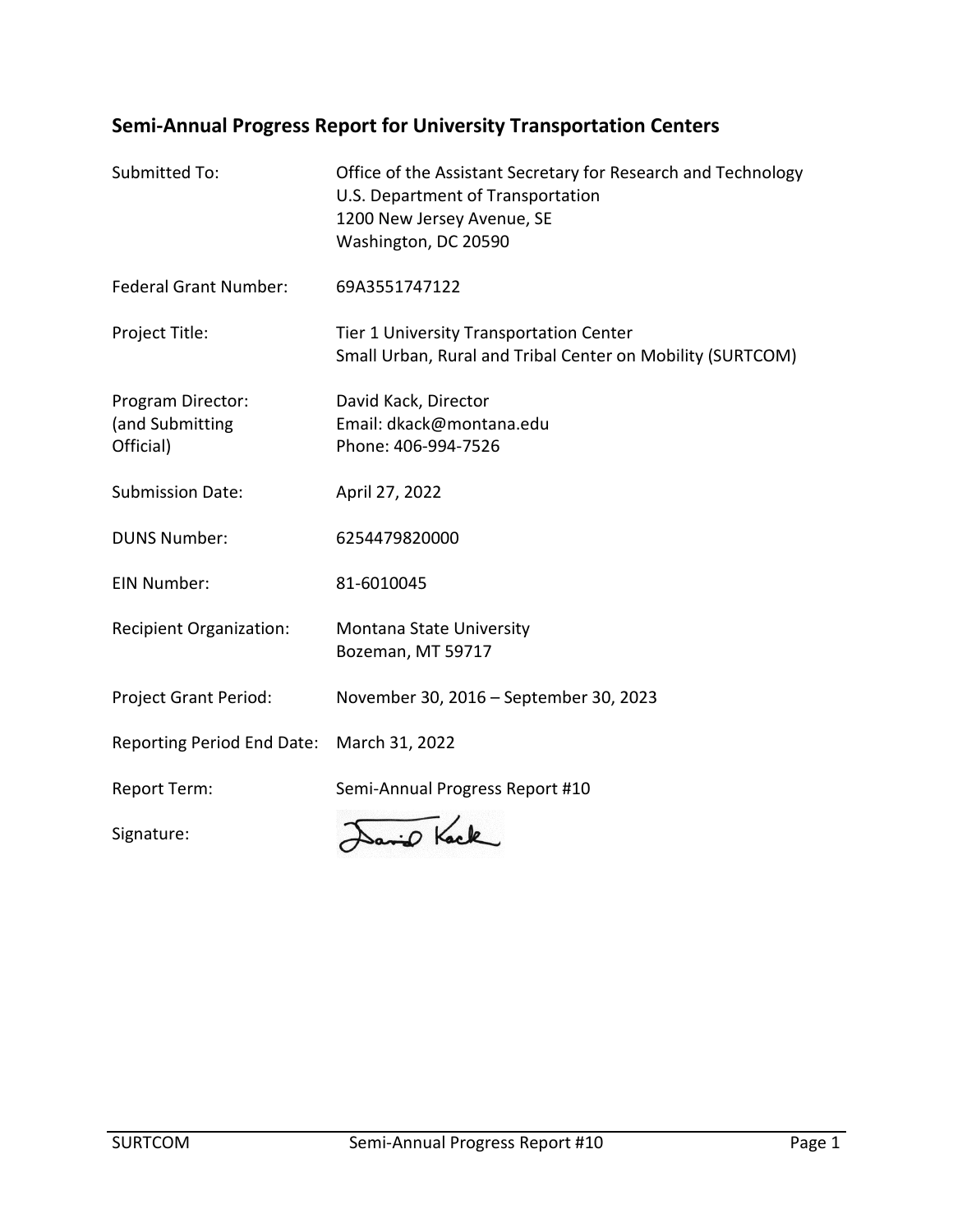## Semi-Annual Progress Report for University Transportation Centers

| | |
|---|---|
| Submitted To: | Office of the Assistant Secretary for Research and Technology<br>U.S. Department of Transportation<br>1200 New Jersey Avenue, SE<br>Washington, DC 20590 |
| Federal Grant Number: | 69A3551747122 |
| Project Title: | Tier 1 University Transportation Center<br>Small Urban, Rural and Tribal Center on Mobility (SURTCOM) |
| Program Director:<br>(and Submitting Official) | David Kack, Director<br>Email: dkack@montana.edu<br>Phone: 406-994-7526 |
| Submission Date: | April 27, 2022 |
| DUNS Number: | 6254479820000 |
| EIN Number: | 81-6010045 |
| Recipient Organization: | Montana State University<br>Bozeman, MT 59717 |
| Project Grant Period: | November 30, 2016 – September 30, 2023 |
| Reporting Period End Date: | March 31, 2022 |
| Report Term: | Semi-Annual Progress Report #10 |
| Signature: | David Kack |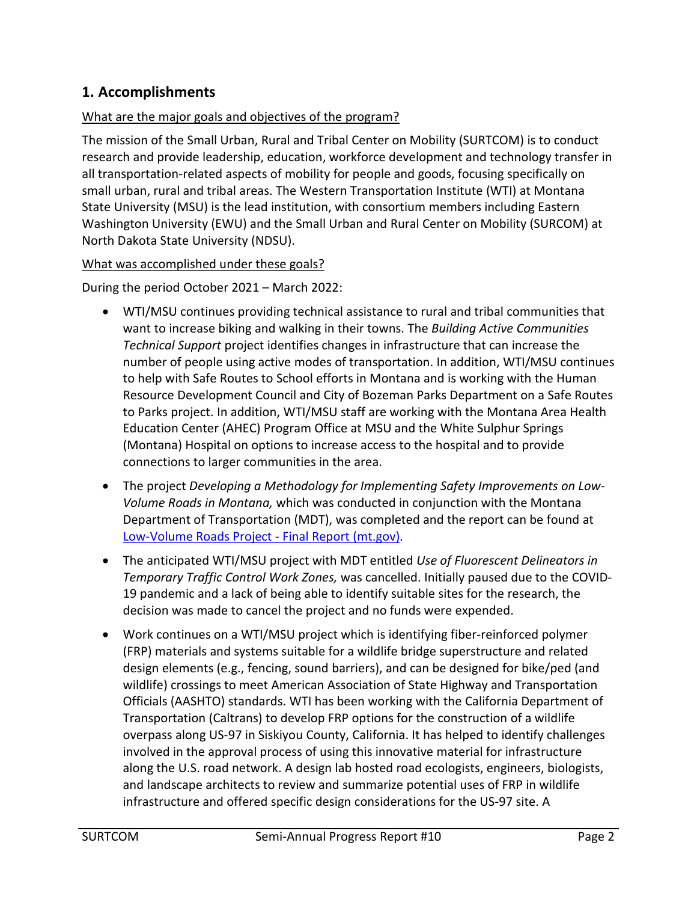## 1. Accomplishments

What are the major goals and objectives of the program?

The mission of the Small Urban, Rural and Tribal Center on Mobility (SURTCOM) is to conduct research and provide leadership, education, workforce development and technology transfer in all transportation-related aspects of mobility for people and goods, focusing specifically on small urban, rural and tribal areas. The Western Transportation Institute (WTI) at Montana State University (MSU) is the lead institution, with consortium members including Eastern Washington University (EWU) and the Small Urban and Rural Center on Mobility (SURCOM) at North Dakota State University (NDSU).

What was accomplished under these goals?

During the period October 2021 – March 2022:

- WTI/MSU continues providing technical assistance to rural and tribal communities that want to increase biking and walking in their towns. The *Building Active Communities Technical Support* project identifies changes in infrastructure that can increase the number of people using active modes of transportation. In addition, WTI/MSU continues to help with Safe Routes to School efforts in Montana and is working with the Human Resource Development Council and City of Bozeman Parks Department on a Safe Routes to Parks project. In addition, WTI/MSU staff are working with the Montana Area Health Education Center (AHEC) Program Office at MSU and the White Sulphur Springs (Montana) Hospital on options to increase access to the hospital and to provide connections to larger communities in the area.
- The project *Developing a Methodology for Implementing Safety Improvements on Low-Volume Roads in Montana,* which was conducted in conjunction with the Montana Department of Transportation (MDT), was completed and the report can be found at [Low-Volume Roads Project - Final Report (mt.gov)](Low-Volume Roads Project - Final Report (mt.gov)).
- The anticipated WTI/MSU project with MDT entitled *Use of Fluorescent Delineators in Temporary Traffic Control Work Zones,* was cancelled. Initially paused due to the COVID-19 pandemic and a lack of being able to identify suitable sites for the research, the decision was made to cancel the project and no funds were expended.
- Work continues on a WTI/MSU project which is identifying fiber-reinforced polymer (FRP) materials and systems suitable for a wildlife bridge superstructure and related design elements (e.g., fencing, sound barriers), and can be designed for bike/ped (and wildlife) crossings to meet American Association of State Highway and Transportation Officials (AASHTO) standards. WTI has been working with the California Department of Transportation (Caltrans) to develop FRP options for the construction of a wildlife overpass along US-97 in Siskiyou County, California. It has helped to identify challenges involved in the approval process of using this innovative material for infrastructure along the U.S. road network. A design lab hosted road ecologists, engineers, biologists, and landscape architects to review and summarize potential uses of FRP in wildlife infrastructure and offered specific design considerations for the US-97 site. A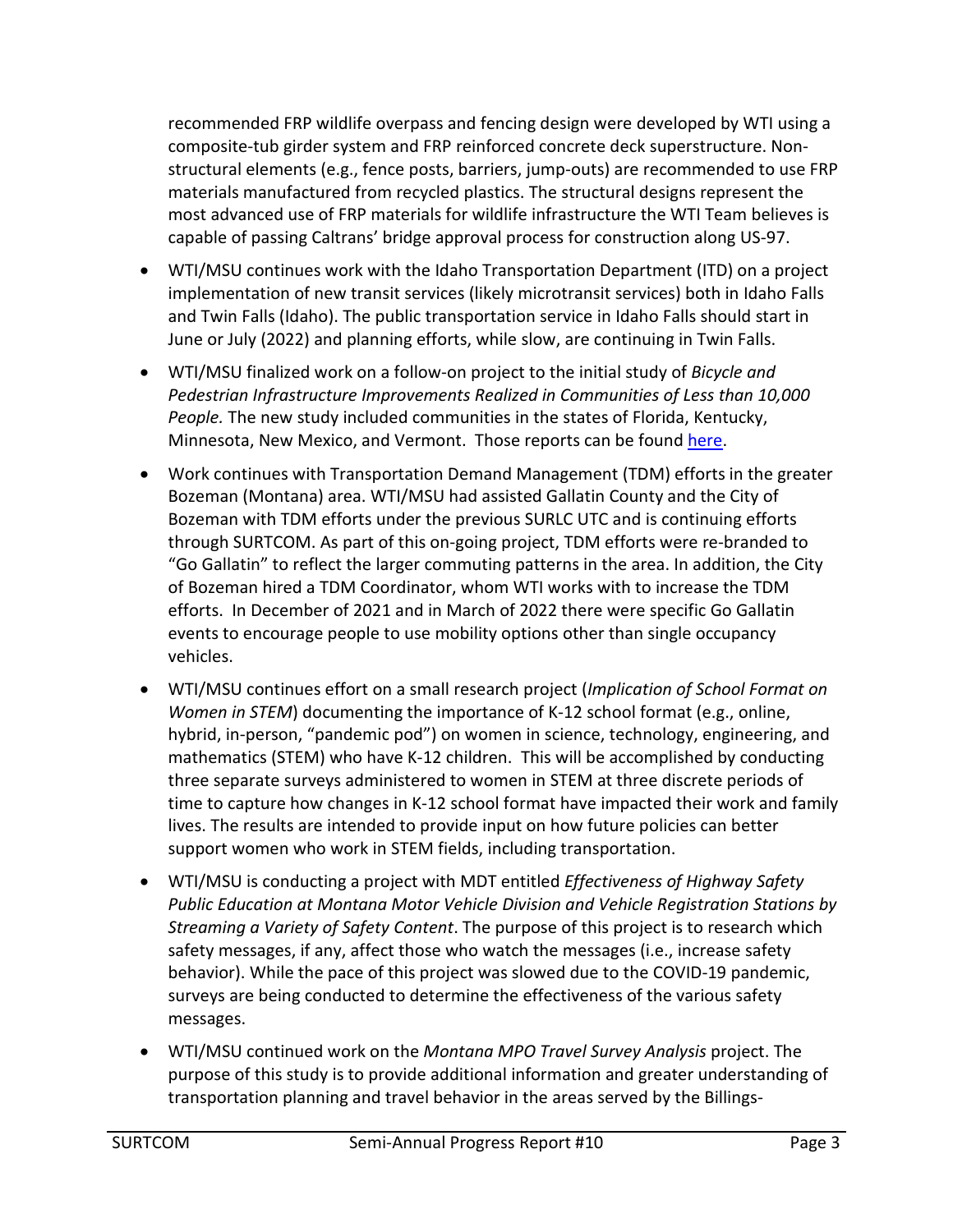recommended FRP wildlife overpass and fencing design were developed by WTI using a composite-tub girder system and FRP reinforced concrete deck superstructure. Non-structural elements (e.g., fence posts, barriers, jump-outs) are recommended to use FRP materials manufactured from recycled plastics. The structural designs represent the most advanced use of FRP materials for wildlife infrastructure the WTI Team believes is capable of passing Caltrans' bridge approval process for construction along US-97.

- WTI/MSU continues work with the Idaho Transportation Department (ITD) on a project implementation of new transit services (likely microtransit services) both in Idaho Falls and Twin Falls (Idaho). The public transportation service in Idaho Falls should start in June or July (2022) and planning efforts, while slow, are continuing in Twin Falls.
- WTI/MSU finalized work on a follow-on project to the initial study of *Bicycle and Pedestrian Infrastructure Improvements Realized in Communities of Less than 10,000 People.* The new study included communities in the states of Florida, Kentucky, Minnesota, New Mexico, and Vermont. Those reports can be found here.
- Work continues with Transportation Demand Management (TDM) efforts in the greater Bozeman (Montana) area. WTI/MSU had assisted Gallatin County and the City of Bozeman with TDM efforts under the previous SURLC UTC and is continuing efforts through SURTCOM. As part of this on-going project, TDM efforts were re-branded to "Go Gallatin" to reflect the larger commuting patterns in the area. In addition, the City of Bozeman hired a TDM Coordinator, whom WTI works with to increase the TDM efforts. In December of 2021 and in March of 2022 there were specific Go Gallatin events to encourage people to use mobility options other than single occupancy vehicles.
- WTI/MSU continues effort on a small research project (*Implication of School Format on Women in STEM*) documenting the importance of K-12 school format (e.g., online, hybrid, in-person, "pandemic pod") on women in science, technology, engineering, and mathematics (STEM) who have K-12 children. This will be accomplished by conducting three separate surveys administered to women in STEM at three discrete periods of time to capture how changes in K-12 school format have impacted their work and family lives. The results are intended to provide input on how future policies can better support women who work in STEM fields, including transportation.
- WTI/MSU is conducting a project with MDT entitled *Effectiveness of Highway Safety Public Education at Montana Motor Vehicle Division and Vehicle Registration Stations by Streaming a Variety of Safety Content*. The purpose of this project is to research which safety messages, if any, affect those who watch the messages (i.e., increase safety behavior). While the pace of this project was slowed due to the COVID-19 pandemic, surveys are being conducted to determine the effectiveness of the various safety messages.
- WTI/MSU continued work on the *Montana MPO Travel Survey Analysis* project. The purpose of this study is to provide additional information and greater understanding of transportation planning and travel behavior in the areas served by the Billings-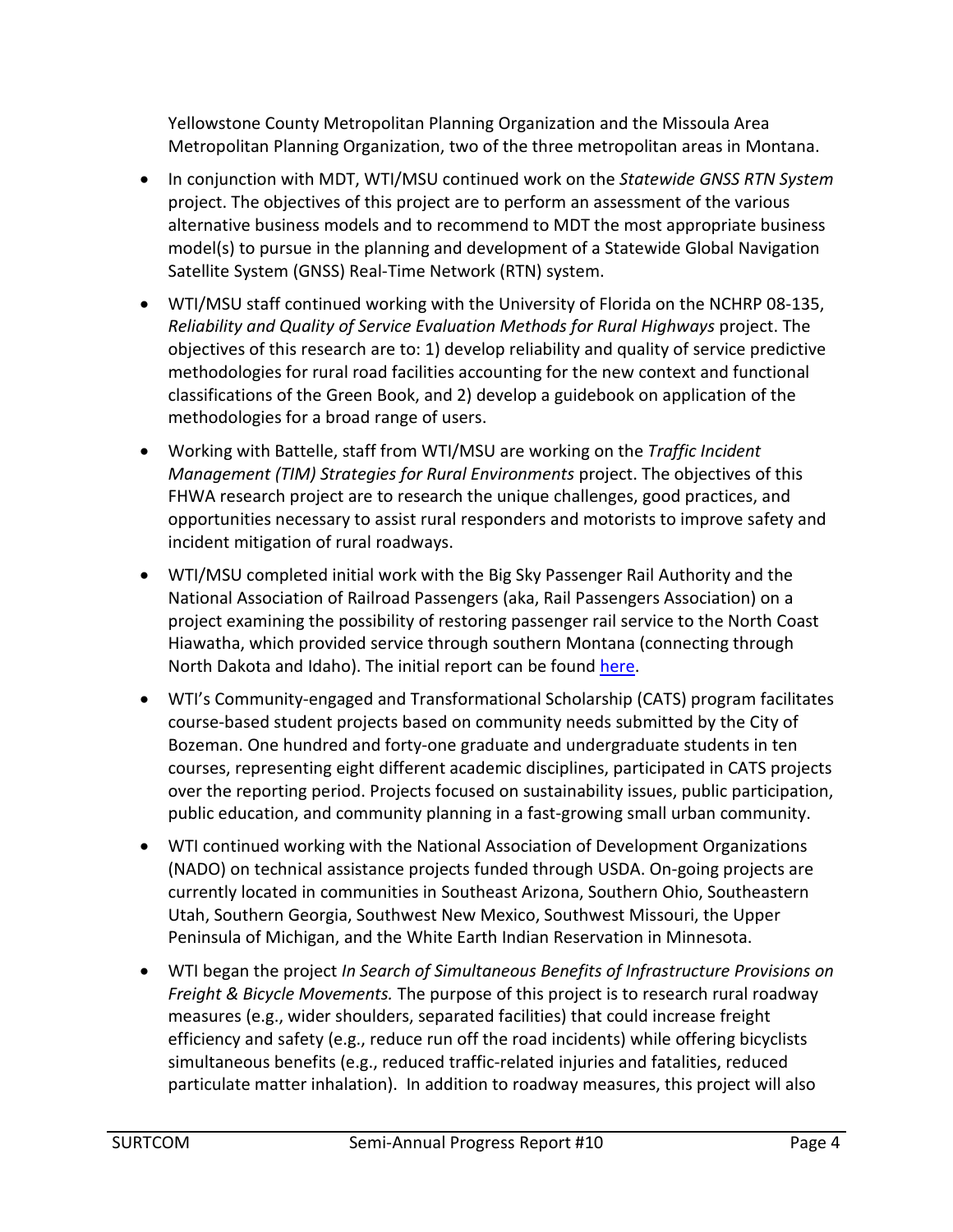Yellowstone County Metropolitan Planning Organization and the Missoula Area Metropolitan Planning Organization, two of the three metropolitan areas in Montana.

- In conjunction with MDT, WTI/MSU continued work on the *Statewide GNSS RTN System* project. The objectives of this project are to perform an assessment of the various alternative business models and to recommend to MDT the most appropriate business model(s) to pursue in the planning and development of a Statewide Global Navigation Satellite System (GNSS) Real-Time Network (RTN) system.
- WTI/MSU staff continued working with the University of Florida on the NCHRP 08-135, *Reliability and Quality of Service Evaluation Methods for Rural Highways* project. The objectives of this research are to: 1) develop reliability and quality of service predictive methodologies for rural road facilities accounting for the new context and functional classifications of the Green Book, and 2) develop a guidebook on application of the methodologies for a broad range of users.
- Working with Battelle, staff from WTI/MSU are working on the *Traffic Incident Management (TIM) Strategies for Rural Environments* project. The objectives of this FHWA research project are to research the unique challenges, good practices, and opportunities necessary to assist rural responders and motorists to improve safety and incident mitigation of rural roadways.
- WTI/MSU completed initial work with the Big Sky Passenger Rail Authority and the National Association of Railroad Passengers (aka, Rail Passengers Association) on a project examining the possibility of restoring passenger rail service to the North Coast Hiawatha, which provided service through southern Montana (connecting through North Dakota and Idaho). The initial report can be found here.
- WTI's Community-engaged and Transformational Scholarship (CATS) program facilitates course-based student projects based on community needs submitted by the City of Bozeman. One hundred and forty-one graduate and undergraduate students in ten courses, representing eight different academic disciplines, participated in CATS projects over the reporting period. Projects focused on sustainability issues, public participation, public education, and community planning in a fast-growing small urban community.
- WTI continued working with the National Association of Development Organizations (NADO) on technical assistance projects funded through USDA. On-going projects are currently located in communities in Southeast Arizona, Southern Ohio, Southeastern Utah, Southern Georgia, Southwest New Mexico, Southwest Missouri, the Upper Peninsula of Michigan, and the White Earth Indian Reservation in Minnesota.
- WTI began the project *In Search of Simultaneous Benefits of Infrastructure Provisions on Freight & Bicycle Movements.* The purpose of this project is to research rural roadway measures (e.g., wider shoulders, separated facilities) that could increase freight efficiency and safety (e.g., reduce run off the road incidents) while offering bicyclists simultaneous benefits (e.g., reduced traffic-related injuries and fatalities, reduced particulate matter inhalation). In addition to roadway measures, this project will also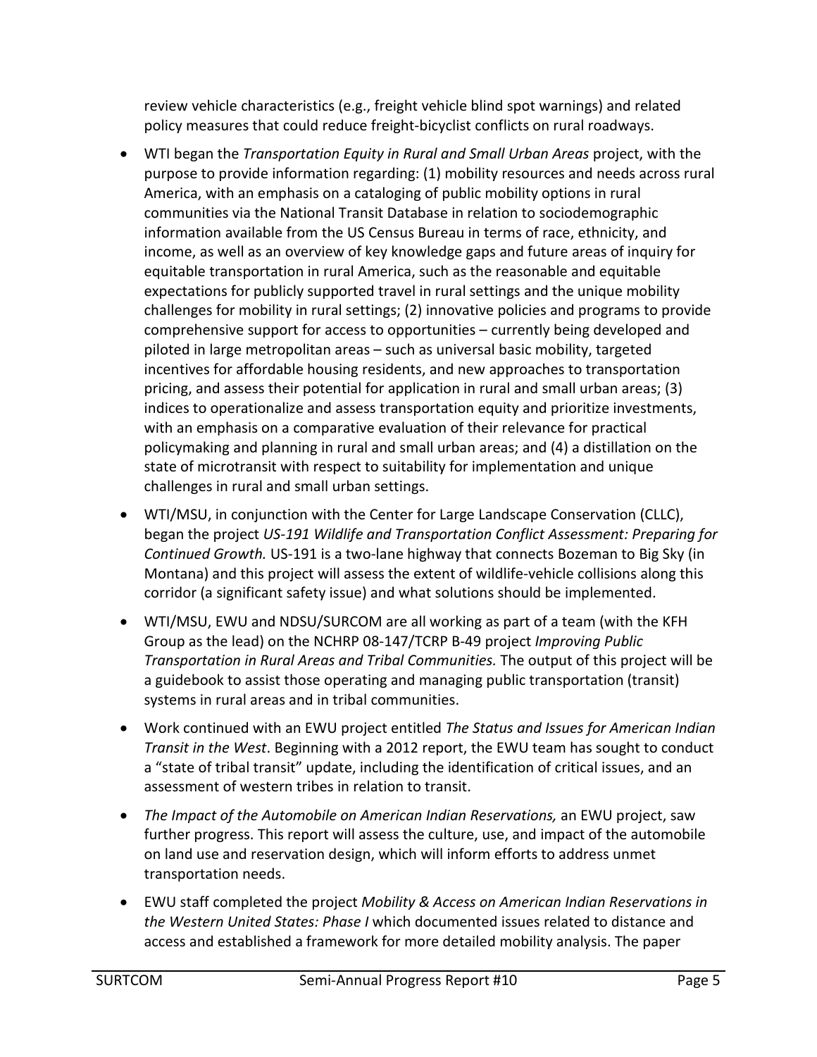review vehicle characteristics (e.g., freight vehicle blind spot warnings) and related policy measures that could reduce freight-bicyclist conflicts on rural roadways.

- WTI began the *Transportation Equity in Rural and Small Urban Areas* project, with the purpose to provide information regarding: (1) mobility resources and needs across rural America, with an emphasis on a cataloging of public mobility options in rural communities via the National Transit Database in relation to sociodemographic information available from the US Census Bureau in terms of race, ethnicity, and income, as well as an overview of key knowledge gaps and future areas of inquiry for equitable transportation in rural America, such as the reasonable and equitable expectations for publicly supported travel in rural settings and the unique mobility challenges for mobility in rural settings; (2) innovative policies and programs to provide comprehensive support for access to opportunities – currently being developed and piloted in large metropolitan areas – such as universal basic mobility, targeted incentives for affordable housing residents, and new approaches to transportation pricing, and assess their potential for application in rural and small urban areas; (3) indices to operationalize and assess transportation equity and prioritize investments, with an emphasis on a comparative evaluation of their relevance for practical policymaking and planning in rural and small urban areas; and (4) a distillation on the state of microtransit with respect to suitability for implementation and unique challenges in rural and small urban settings.
- WTI/MSU, in conjunction with the Center for Large Landscape Conservation (CLLC), began the project *US-191 Wildlife and Transportation Conflict Assessment: Preparing for Continued Growth.* US-191 is a two-lane highway that connects Bozeman to Big Sky (in Montana) and this project will assess the extent of wildlife-vehicle collisions along this corridor (a significant safety issue) and what solutions should be implemented.
- WTI/MSU, EWU and NDSU/SURCOM are all working as part of a team (with the KFH Group as the lead) on the NCHRP 08-147/TCRP B-49 project *Improving Public Transportation in Rural Areas and Tribal Communities.* The output of this project will be a guidebook to assist those operating and managing public transportation (transit) systems in rural areas and in tribal communities.
- Work continued with an EWU project entitled *The Status and Issues for American Indian Transit in the West*. Beginning with a 2012 report, the EWU team has sought to conduct a "state of tribal transit" update, including the identification of critical issues, and an assessment of western tribes in relation to transit.
- *The Impact of the Automobile on American Indian Reservations,* an EWU project, saw further progress. This report will assess the culture, use, and impact of the automobile on land use and reservation design, which will inform efforts to address unmet transportation needs.
- EWU staff completed the project *Mobility & Access on American Indian Reservations in the Western United States: Phase I* which documented issues related to distance and access and established a framework for more detailed mobility analysis. The paper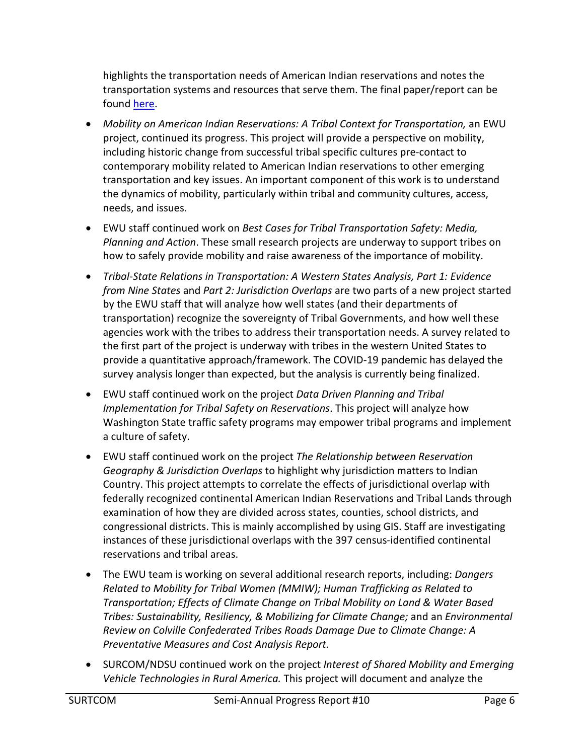highlights the transportation needs of American Indian reservations and notes the transportation systems and resources that serve them. The final paper/report can be found [here](#).

- *Mobility on American Indian Reservations: A Tribal Context for Transportation,* an EWU project, continued its progress. This project will provide a perspective on mobility, including historic change from successful tribal specific cultures pre-contact to contemporary mobility related to American Indian reservations to other emerging transportation and key issues. An important component of this work is to understand the dynamics of mobility, particularly within tribal and community cultures, access, needs, and issues.
- EWU staff continued work on *Best Cases for Tribal Transportation Safety: Media, Planning and Action*. These small research projects are underway to support tribes on how to safely provide mobility and raise awareness of the importance of mobility.
- *Tribal-State Relations in Transportation: A Western States Analysis, Part 1: Evidence from Nine States* and *Part 2: Jurisdiction Overlaps* are two parts of a new project started by the EWU staff that will analyze how well states (and their departments of transportation) recognize the sovereignty of Tribal Governments, and how well these agencies work with the tribes to address their transportation needs. A survey related to the first part of the project is underway with tribes in the western United States to provide a quantitative approach/framework. The COVID-19 pandemic has delayed the survey analysis longer than expected, but the analysis is currently being finalized.
- EWU staff continued work on the project *Data Driven Planning and Tribal Implementation for Tribal Safety on Reservations*. This project will analyze how Washington State traffic safety programs may empower tribal programs and implement a culture of safety.
- EWU staff continued work on the project *The Relationship between Reservation Geography & Jurisdiction Overlaps* to highlight why jurisdiction matters to Indian Country. This project attempts to correlate the effects of jurisdictional overlap with federally recognized continental American Indian Reservations and Tribal Lands through examination of how they are divided across states, counties, school districts, and congressional districts. This is mainly accomplished by using GIS. Staff are investigating instances of these jurisdictional overlaps with the 397 census-identified continental reservations and tribal areas.
- The EWU team is working on several additional research reports, including: *Dangers Related to Mobility for Tribal Women (MMIW); Human Trafficking as Related to Transportation; Effects of Climate Change on Tribal Mobility on Land & Water Based Tribes: Sustainability, Resiliency, & Mobilizing for Climate Change;* and an *Environmental Review on Colville Confederated Tribes Roads Damage Due to Climate Change: A Preventative Measures and Cost Analysis Report.*
- SURCOM/NDSU continued work on the project *Interest of Shared Mobility and Emerging Vehicle Technologies in Rural America.* This project will document and analyze the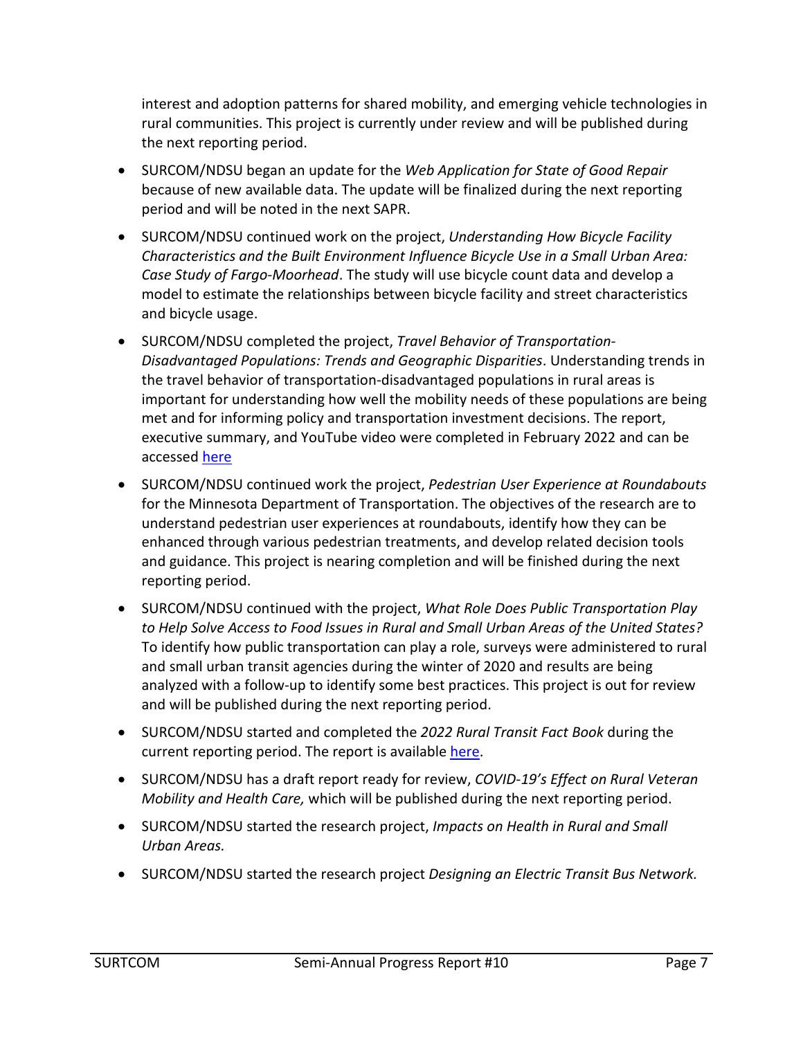interest and adoption patterns for shared mobility, and emerging vehicle technologies in rural communities. This project is currently under review and will be published during the next reporting period.

- SURCOM/NDSU began an update for the *Web Application for State of Good Repair* because of new available data. The update will be finalized during the next reporting period and will be noted in the next SAPR.
- SURCOM/NDSU continued work on the project, *Understanding How Bicycle Facility Characteristics and the Built Environment Influence Bicycle Use in a Small Urban Area: Case Study of Fargo-Moorhead*. The study will use bicycle count data and develop a model to estimate the relationships between bicycle facility and street characteristics and bicycle usage.
- SURCOM/NDSU completed the project, *Travel Behavior of Transportation-Disadvantaged Populations: Trends and Geographic Disparities*. Understanding trends in the travel behavior of transportation-disadvantaged populations in rural areas is important for understanding how well the mobility needs of these populations are being met and for informing policy and transportation investment decisions. The report, executive summary, and YouTube video were completed in February 2022 and can be accessed here
- SURCOM/NDSU continued work the project, *Pedestrian User Experience at Roundabouts* for the Minnesota Department of Transportation. The objectives of the research are to understand pedestrian user experiences at roundabouts, identify how they can be enhanced through various pedestrian treatments, and develop related decision tools and guidance. This project is nearing completion and will be finished during the next reporting period.
- SURCOM/NDSU continued with the project, *What Role Does Public Transportation Play to Help Solve Access to Food Issues in Rural and Small Urban Areas of the United States?* To identify how public transportation can play a role, surveys were administered to rural and small urban transit agencies during the winter of 2020 and results are being analyzed with a follow-up to identify some best practices. This project is out for review and will be published during the next reporting period.
- SURCOM/NDSU started and completed the *2022 Rural Transit Fact Book* during the current reporting period. The report is available here.
- SURCOM/NDSU has a draft report ready for review, *COVID-19's Effect on Rural Veteran Mobility and Health Care,* which will be published during the next reporting period.
- SURCOM/NDSU started the research project, *Impacts on Health in Rural and Small Urban Areas.*
- SURCOM/NDSU started the research project *Designing an Electric Transit Bus Network.*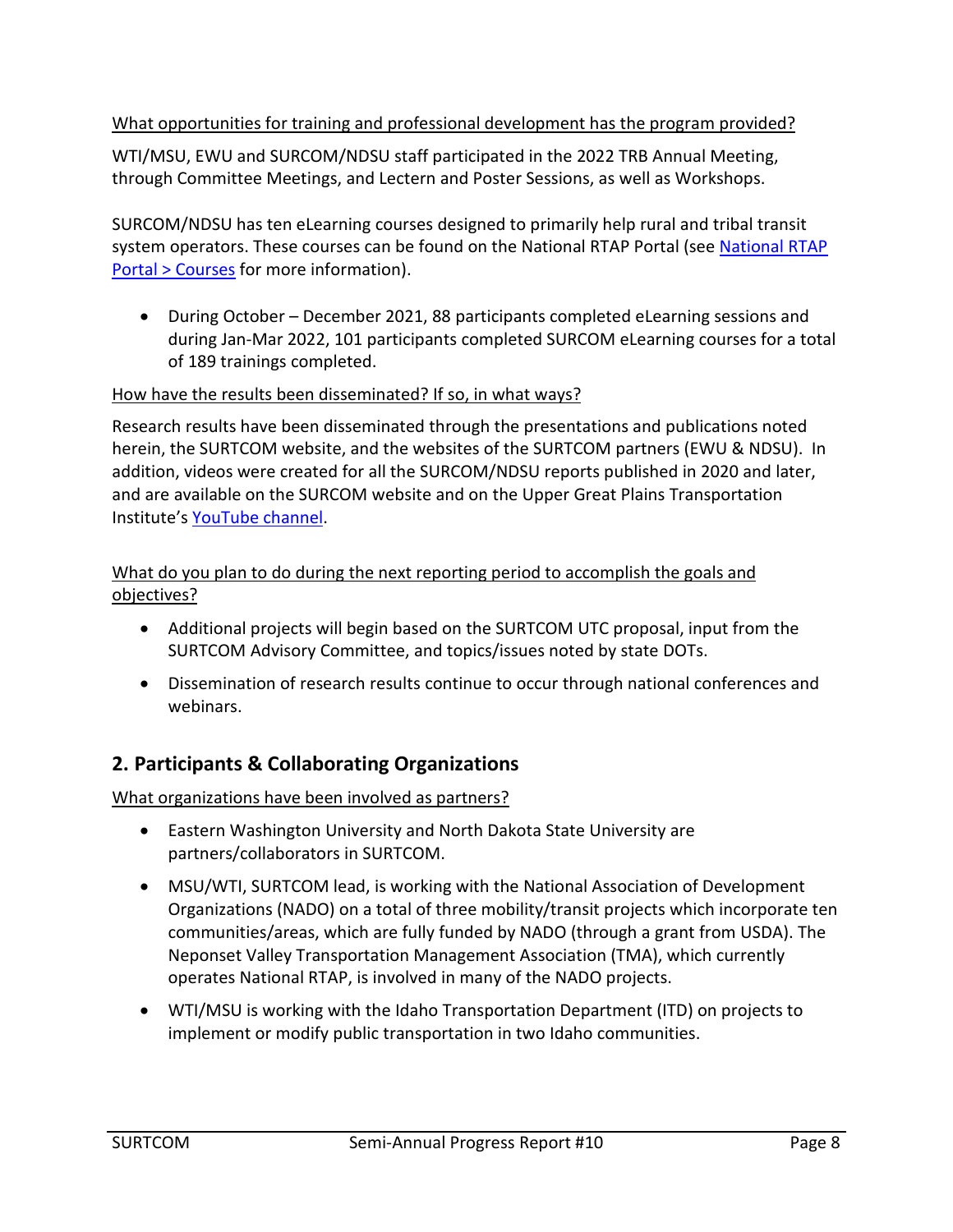What opportunities for training and professional development has the program provided?

WTI/MSU, EWU and SURCOM/NDSU staff participated in the 2022 TRB Annual Meeting, through Committee Meetings, and Lectern and Poster Sessions, as well as Workshops.

SURCOM/NDSU has ten eLearning courses designed to primarily help rural and tribal transit system operators. These courses can be found on the National RTAP Portal (see [National RTAP Portal > Courses] for more information).

- During October – December 2021, 88 participants completed eLearning sessions and during Jan-Mar 2022, 101 participants completed SURCOM eLearning courses for a total of 189 trainings completed.

How have the results been disseminated? If so, in what ways?

Research results have been disseminated through the presentations and publications noted herein, the SURTCOM website, and the websites of the SURTCOM partners (EWU & NDSU). In addition, videos were created for all the SURCOM/NDSU reports published in 2020 and later, and are available on the SURCOM website and on the Upper Great Plains Transportation Institute's YouTube channel.

What do you plan to do during the next reporting period to accomplish the goals and objectives?

- Additional projects will begin based on the SURTCOM UTC proposal, input from the SURTCOM Advisory Committee, and topics/issues noted by state DOTs.
- Dissemination of research results continue to occur through national conferences and webinars.

## 2. Participants & Collaborating Organizations

What organizations have been involved as partners?

- Eastern Washington University and North Dakota State University are partners/collaborators in SURTCOM.
- MSU/WTI, SURTCOM lead, is working with the National Association of Development Organizations (NADO) on a total of three mobility/transit projects which incorporate ten communities/areas, which are fully funded by NADO (through a grant from USDA). The Neponset Valley Transportation Management Association (TMA), which currently operates National RTAP, is involved in many of the NADO projects.
- WTI/MSU is working with the Idaho Transportation Department (ITD) on projects to implement or modify public transportation in two Idaho communities.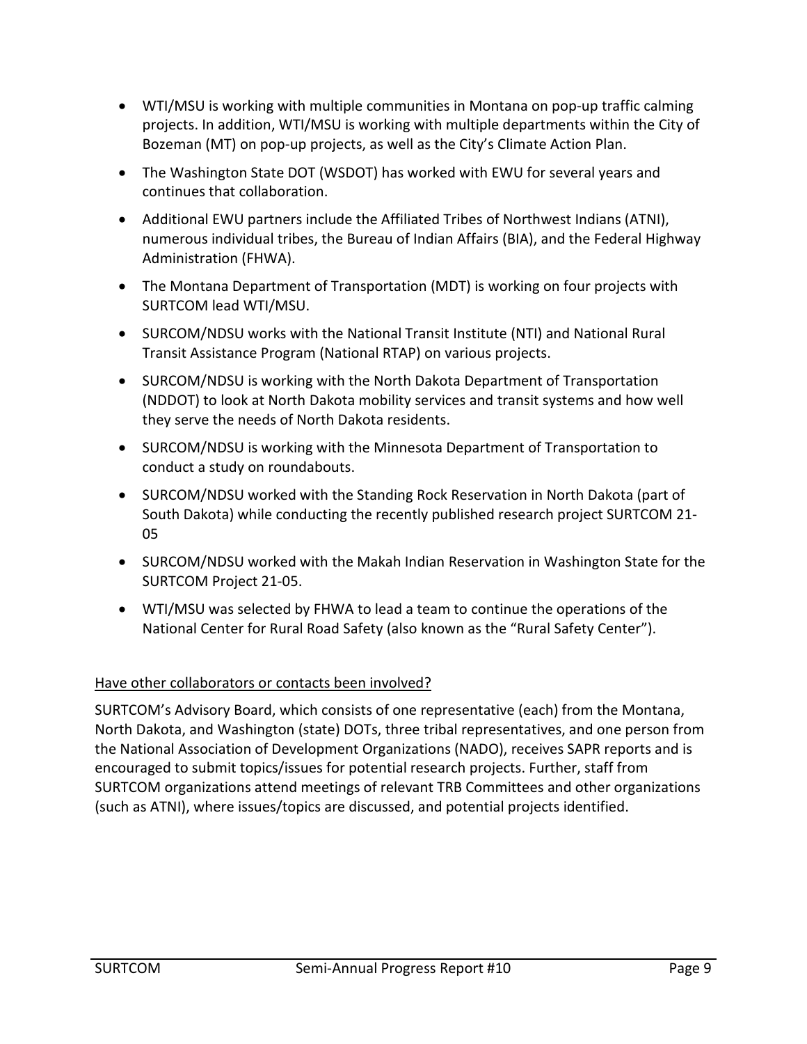- WTI/MSU is working with multiple communities in Montana on pop-up traffic calming projects. In addition, WTI/MSU is working with multiple departments within the City of Bozeman (MT) on pop-up projects, as well as the City's Climate Action Plan.
- The Washington State DOT (WSDOT) has worked with EWU for several years and continues that collaboration.
- Additional EWU partners include the Affiliated Tribes of Northwest Indians (ATNI), numerous individual tribes, the Bureau of Indian Affairs (BIA), and the Federal Highway Administration (FHWA).
- The Montana Department of Transportation (MDT) is working on four projects with SURTCOM lead WTI/MSU.
- SURCOM/NDSU works with the National Transit Institute (NTI) and National Rural Transit Assistance Program (National RTAP) on various projects.
- SURCOM/NDSU is working with the North Dakota Department of Transportation (NDDOT) to look at North Dakota mobility services and transit systems and how well they serve the needs of North Dakota residents.
- SURCOM/NDSU is working with the Minnesota Department of Transportation to conduct a study on roundabouts.
- SURCOM/NDSU worked with the Standing Rock Reservation in North Dakota (part of South Dakota) while conducting the recently published research project SURTCOM 21-05
- SURCOM/NDSU worked with the Makah Indian Reservation in Washington State for the SURTCOM Project 21-05.
- WTI/MSU was selected by FHWA to lead a team to continue the operations of the National Center for Rural Road Safety (also known as the "Rural Safety Center").

<u>Have other collaborators or contacts been involved?</u>

SURTCOM's Advisory Board, which consists of one representative (each) from the Montana, North Dakota, and Washington (state) DOTs, three tribal representatives, and one person from the National Association of Development Organizations (NADO), receives SAPR reports and is encouraged to submit topics/issues for potential research projects. Further, staff from SURTCOM organizations attend meetings of relevant TRB Committees and other organizations (such as ATNI), where issues/topics are discussed, and potential projects identified.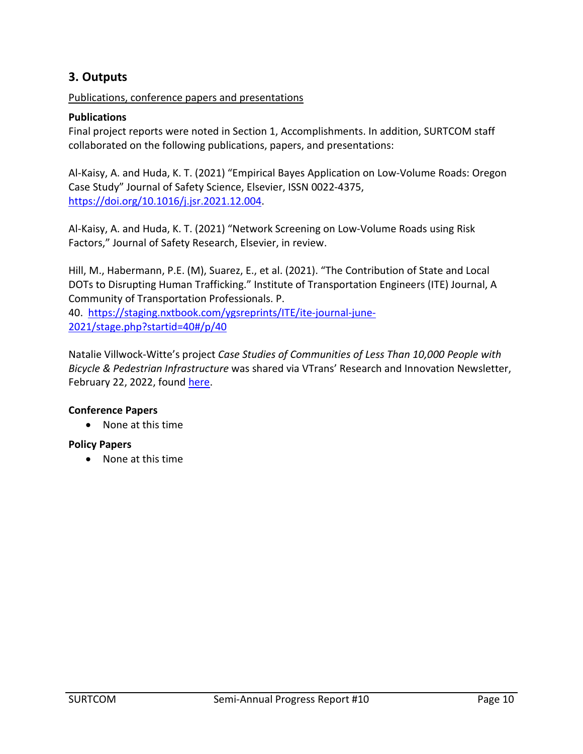## 3. Outputs

Publications, conference papers and presentations

**Publications**

Final project reports were noted in Section 1, Accomplishments. In addition, SURTCOM staff collaborated on the following publications, papers, and presentations:

Al-Kaisy, A. and Huda, K. T. (2021) "Empirical Bayes Application on Low-Volume Roads: Oregon Case Study" Journal of Safety Science, Elsevier, ISSN 0022-4375, [https://doi.org/10.1016/j.jsr.2021.12.004](https://doi.org/10.1016/j.jsr.2021.12.004).

Al-Kaisy, A. and Huda, K. T. (2021) "Network Screening on Low-Volume Roads using Risk Factors," Journal of Safety Research, Elsevier, in review.

Hill, M., Habermann, P.E. (M), Suarez, E., et al. (2021). "The Contribution of State and Local DOTs to Disrupting Human Trafficking." Institute of Transportation Engineers (ITE) Journal, A Community of Transportation Professionals. P. 40. [https://staging.nxtbook.com/ygsreprints/ITE/ite-journal-june-2021/stage.php?startid=40#/p/40](https://staging.nxtbook.com/ygsreprints/ITE/ite-journal-june-2021/stage.php?startid=40#/p/40)

Natalie Villwock-Witte's project *Case Studies of Communities of Less Than 10,000 People with Bicycle & Pedestrian Infrastructure* was shared via VTrans' Research and Innovation Newsletter, February 22, 2022, found here.

**Conference Papers**

- None at this time

**Policy Papers**

- None at this time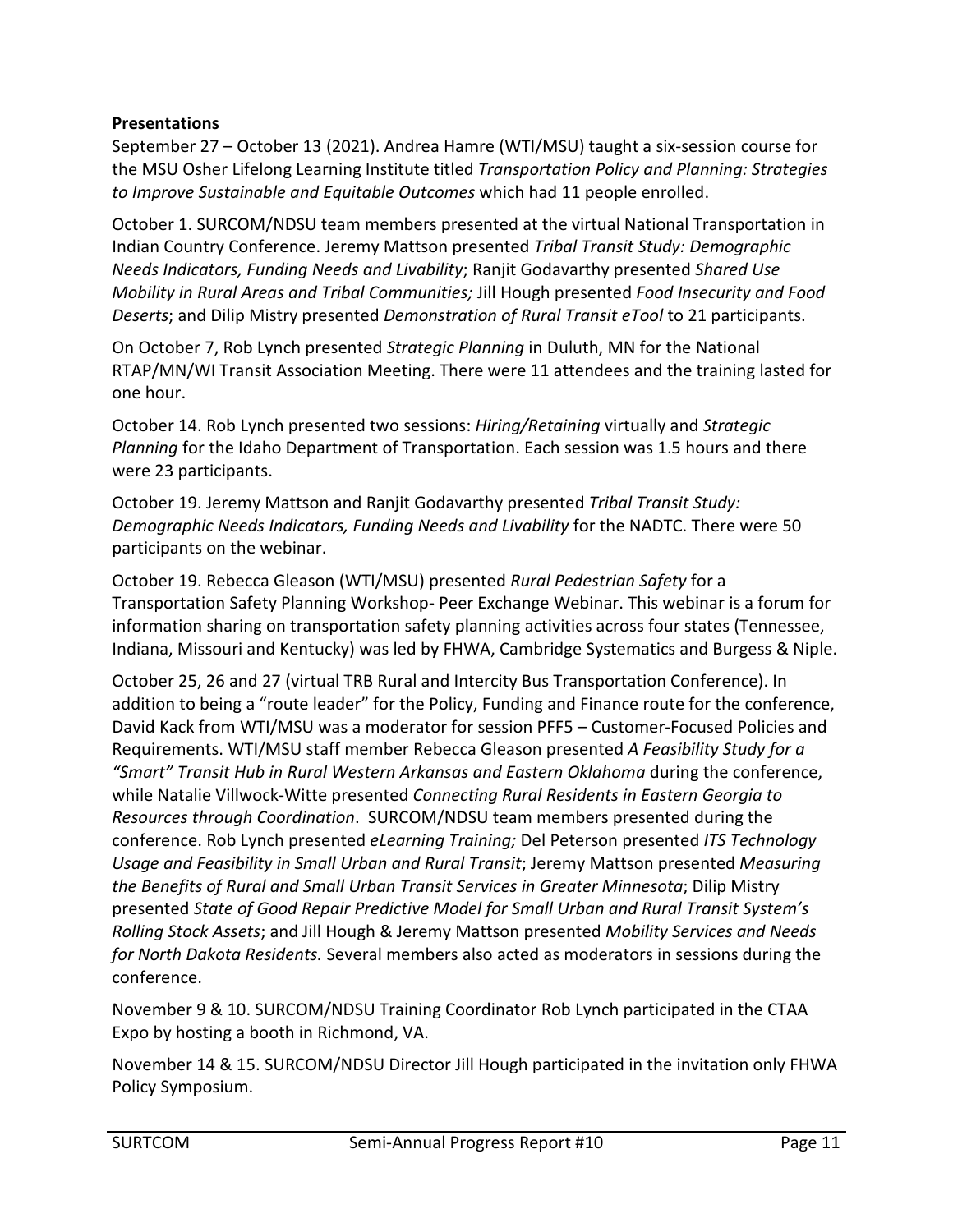**Presentations**

September 27 – October 13 (2021). Andrea Hamre (WTI/MSU) taught a six-session course for the MSU Osher Lifelong Learning Institute titled *Transportation Policy and Planning: Strategies to Improve Sustainable and Equitable Outcomes* which had 11 people enrolled.

October 1. SURCOM/NDSU team members presented at the virtual National Transportation in Indian Country Conference. Jeremy Mattson presented *Tribal Transit Study: Demographic Needs Indicators, Funding Needs and Livability*; Ranjit Godavarthy presented *Shared Use Mobility in Rural Areas and Tribal Communities;* Jill Hough presented *Food Insecurity and Food Deserts*; and Dilip Mistry presented *Demonstration of Rural Transit eTool* to 21 participants.

On October 7, Rob Lynch presented *Strategic Planning* in Duluth, MN for the National RTAP/MN/WI Transit Association Meeting. There were 11 attendees and the training lasted for one hour.

October 14. Rob Lynch presented two sessions: *Hiring/Retaining* virtually and *Strategic Planning* for the Idaho Department of Transportation. Each session was 1.5 hours and there were 23 participants.

October 19. Jeremy Mattson and Ranjit Godavarthy presented *Tribal Transit Study: Demographic Needs Indicators, Funding Needs and Livability* for the NADTC. There were 50 participants on the webinar.

October 19. Rebecca Gleason (WTI/MSU) presented *Rural Pedestrian Safety* for a Transportation Safety Planning Workshop- Peer Exchange Webinar. This webinar is a forum for information sharing on transportation safety planning activities across four states (Tennessee, Indiana, Missouri and Kentucky) was led by FHWA, Cambridge Systematics and Burgess & Niple.

October 25, 26 and 27 (virtual TRB Rural and Intercity Bus Transportation Conference). In addition to being a "route leader" for the Policy, Funding and Finance route for the conference, David Kack from WTI/MSU was a moderator for session PFF5 – Customer-Focused Policies and Requirements. WTI/MSU staff member Rebecca Gleason presented *A Feasibility Study for a "Smart" Transit Hub in Rural Western Arkansas and Eastern Oklahoma* during the conference, while Natalie Villwock-Witte presented *Connecting Rural Residents in Eastern Georgia to Resources through Coordination*. SURCOM/NDSU team members presented during the conference. Rob Lynch presented *eLearning Training;* Del Peterson presented *ITS Technology Usage and Feasibility in Small Urban and Rural Transit*; Jeremy Mattson presented *Measuring the Benefits of Rural and Small Urban Transit Services in Greater Minnesota*; Dilip Mistry presented *State of Good Repair Predictive Model for Small Urban and Rural Transit System's Rolling Stock Assets*; and Jill Hough & Jeremy Mattson presented *Mobility Services and Needs for North Dakota Residents.* Several members also acted as moderators in sessions during the conference.

November 9 & 10. SURCOM/NDSU Training Coordinator Rob Lynch participated in the CTAA Expo by hosting a booth in Richmond, VA.

November 14 & 15. SURCOM/NDSU Director Jill Hough participated in the invitation only FHWA Policy Symposium.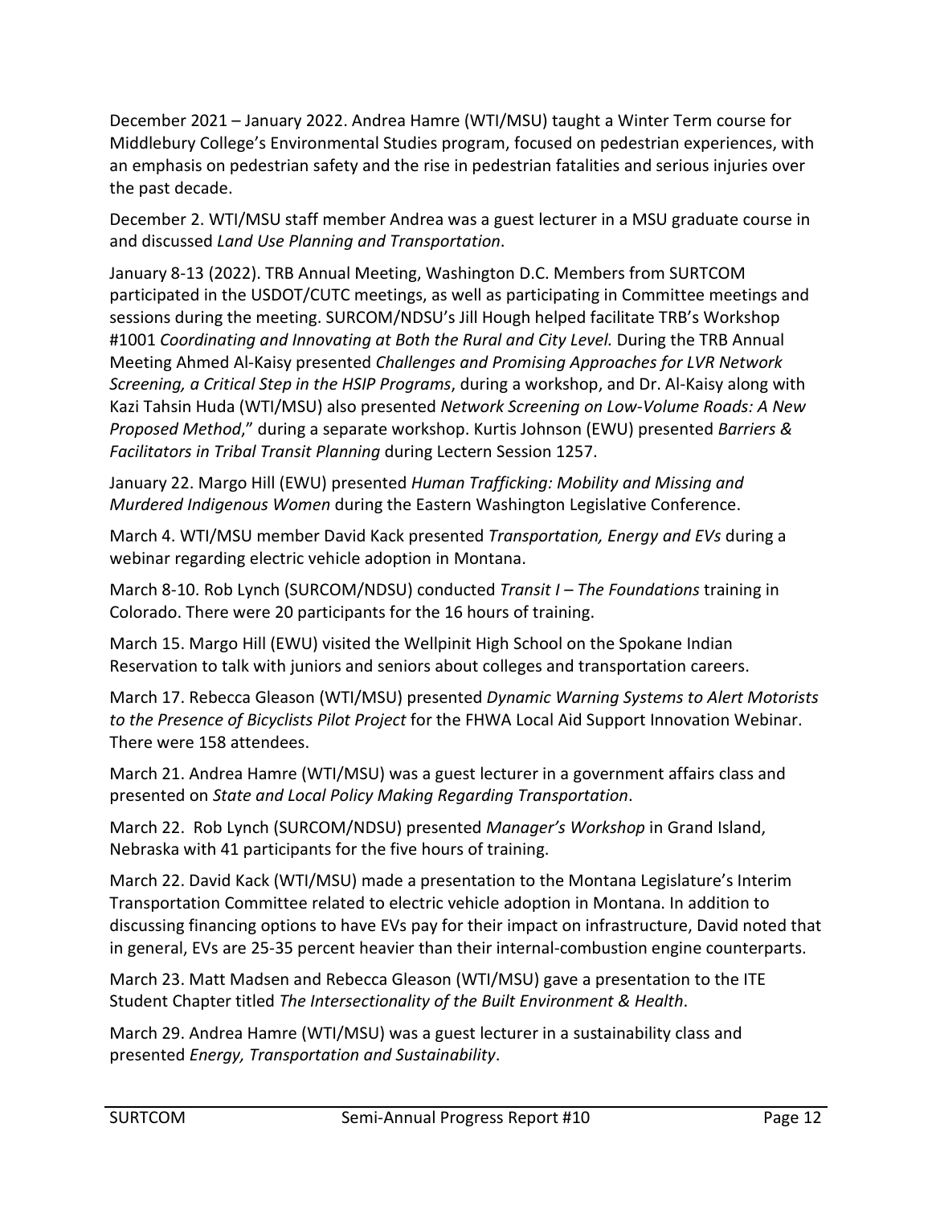December 2021 – January 2022. Andrea Hamre (WTI/MSU) taught a Winter Term course for Middlebury College's Environmental Studies program, focused on pedestrian experiences, with an emphasis on pedestrian safety and the rise in pedestrian fatalities and serious injuries over the past decade.

December 2. WTI/MSU staff member Andrea was a guest lecturer in a MSU graduate course in and discussed *Land Use Planning and Transportation*.

January 8-13 (2022). TRB Annual Meeting, Washington D.C. Members from SURTCOM participated in the USDOT/CUTC meetings, as well as participating in Committee meetings and sessions during the meeting. SURCOM/NDSU's Jill Hough helped facilitate TRB's Workshop #1001 *Coordinating and Innovating at Both the Rural and City Level.* During the TRB Annual Meeting Ahmed Al-Kaisy presented *Challenges and Promising Approaches for LVR Network Screening, a Critical Step in the HSIP Programs*, during a workshop, and Dr. Al-Kaisy along with Kazi Tahsin Huda (WTI/MSU) also presented *Network Screening on Low-Volume Roads: A New Proposed Method*," during a separate workshop. Kurtis Johnson (EWU) presented *Barriers & Facilitators in Tribal Transit Planning* during Lectern Session 1257.

January 22. Margo Hill (EWU) presented *Human Trafficking: Mobility and Missing and Murdered Indigenous Women* during the Eastern Washington Legislative Conference.

March 4. WTI/MSU member David Kack presented *Transportation, Energy and EVs* during a webinar regarding electric vehicle adoption in Montana.

March 8-10. Rob Lynch (SURCOM/NDSU) conducted *Transit I – The Foundations* training in Colorado. There were 20 participants for the 16 hours of training.

March 15. Margo Hill (EWU) visited the Wellpinit High School on the Spokane Indian Reservation to talk with juniors and seniors about colleges and transportation careers.

March 17. Rebecca Gleason (WTI/MSU) presented *Dynamic Warning Systems to Alert Motorists to the Presence of Bicyclists Pilot Project* for the FHWA Local Aid Support Innovation Webinar. There were 158 attendees.

March 21. Andrea Hamre (WTI/MSU) was a guest lecturer in a government affairs class and presented on *State and Local Policy Making Regarding Transportation*.

March 22. Rob Lynch (SURCOM/NDSU) presented *Manager's Workshop* in Grand Island, Nebraska with 41 participants for the five hours of training.

March 22. David Kack (WTI/MSU) made a presentation to the Montana Legislature's Interim Transportation Committee related to electric vehicle adoption in Montana. In addition to discussing financing options to have EVs pay for their impact on infrastructure, David noted that in general, EVs are 25-35 percent heavier than their internal-combustion engine counterparts.

March 23. Matt Madsen and Rebecca Gleason (WTI/MSU) gave a presentation to the ITE Student Chapter titled *The Intersectionality of the Built Environment & Health*.

March 29. Andrea Hamre (WTI/MSU) was a guest lecturer in a sustainability class and presented *Energy, Transportation and Sustainability*.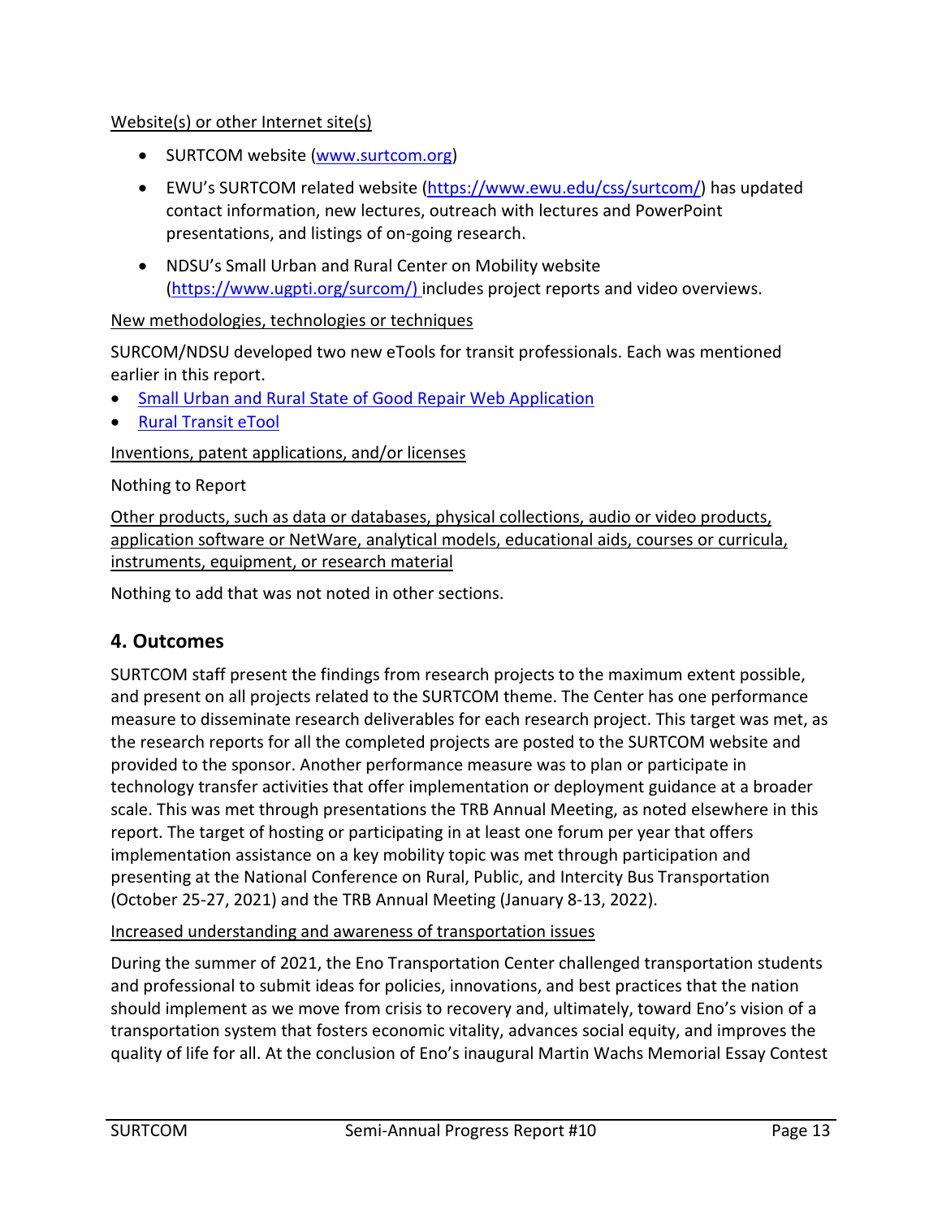Website(s) or other Internet site(s)

- SURTCOM website (www.surtcom.org)
- EWU's SURTCOM related website (https://www.ewu.edu/css/surtcom/) has updated contact information, new lectures, outreach with lectures and PowerPoint presentations, and listings of on-going research.
- NDSU's Small Urban and Rural Center on Mobility website (https://www.ugpti.org/surcom/) includes project reports and video overviews.

New methodologies, technologies or techniques

SURCOM/NDSU developed two new eTools for transit professionals. Each was mentioned earlier in this report.

- Small Urban and Rural State of Good Repair Web Application
- Rural Transit eTool

Inventions, patent applications, and/or licenses

Nothing to Report

Other products, such as data or databases, physical collections, audio or video products, application software or NetWare, analytical models, educational aids, courses or curricula, instruments, equipment, or research material

Nothing to add that was not noted in other sections.

## 4. Outcomes

SURTCOM staff present the findings from research projects to the maximum extent possible, and present on all projects related to the SURTCOM theme. The Center has one performance measure to disseminate research deliverables for each research project. This target was met, as the research reports for all the completed projects are posted to the SURTCOM website and provided to the sponsor. Another performance measure was to plan or participate in technology transfer activities that offer implementation or deployment guidance at a broader scale. This was met through presentations the TRB Annual Meeting, as noted elsewhere in this report. The target of hosting or participating in at least one forum per year that offers implementation assistance on a key mobility topic was met through participation and presenting at the National Conference on Rural, Public, and Intercity Bus Transportation (October 25-27, 2021) and the TRB Annual Meeting (January 8-13, 2022).

Increased understanding and awareness of transportation issues

During the summer of 2021, the Eno Transportation Center challenged transportation students and professional to submit ideas for policies, innovations, and best practices that the nation should implement as we move from crisis to recovery and, ultimately, toward Eno's vision of a transportation system that fosters economic vitality, advances social equity, and improves the quality of life for all. At the conclusion of Eno's inaugural Martin Wachs Memorial Essay Contest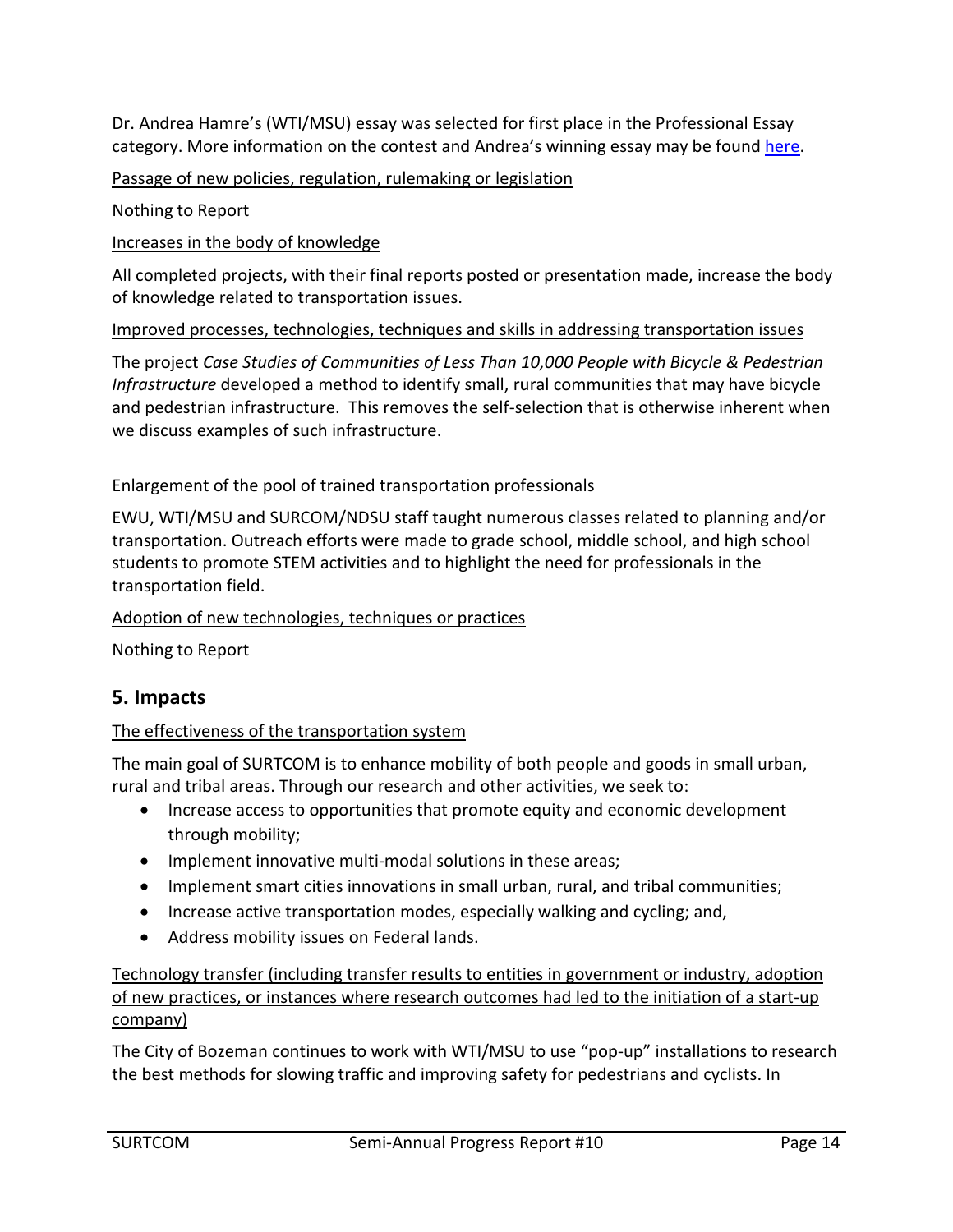Dr. Andrea Hamre's (WTI/MSU) essay was selected for first place in the Professional Essay category. More information on the contest and Andrea's winning essay may be found [here](#).

<u>Passage of new policies, regulation, rulemaking or legislation</u>

Nothing to Report

<u>Increases in the body of knowledge</u>

All completed projects, with their final reports posted or presentation made, increase the body of knowledge related to transportation issues.

<u>Improved processes, technologies, techniques and skills in addressing transportation issues</u>

The project *Case Studies of Communities of Less Than 10,000 People with Bicycle & Pedestrian Infrastructure* developed a method to identify small, rural communities that may have bicycle and pedestrian infrastructure. This removes the self-selection that is otherwise inherent when we discuss examples of such infrastructure.

<u>Enlargement of the pool of trained transportation professionals</u>

EWU, WTI/MSU and SURCOM/NDSU staff taught numerous classes related to planning and/or transportation. Outreach efforts were made to grade school, middle school, and high school students to promote STEM activities and to highlight the need for professionals in the transportation field.

<u>Adoption of new technologies, techniques or practices</u>

Nothing to Report

## 5. Impacts

<u>The effectiveness of the transportation system</u>

The main goal of SURTCOM is to enhance mobility of both people and goods in small urban, rural and tribal areas. Through our research and other activities, we seek to:

- Increase access to opportunities that promote equity and economic development through mobility;
- Implement innovative multi-modal solutions in these areas;
- Implement smart cities innovations in small urban, rural, and tribal communities;
- Increase active transportation modes, especially walking and cycling; and,
- Address mobility issues on Federal lands.

<u>Technology transfer (including transfer results to entities in government or industry, adoption of new practices, or instances where research outcomes had led to the initiation of a start-up company)</u>

The City of Bozeman continues to work with WTI/MSU to use "pop-up" installations to research the best methods for slowing traffic and improving safety for pedestrians and cyclists. In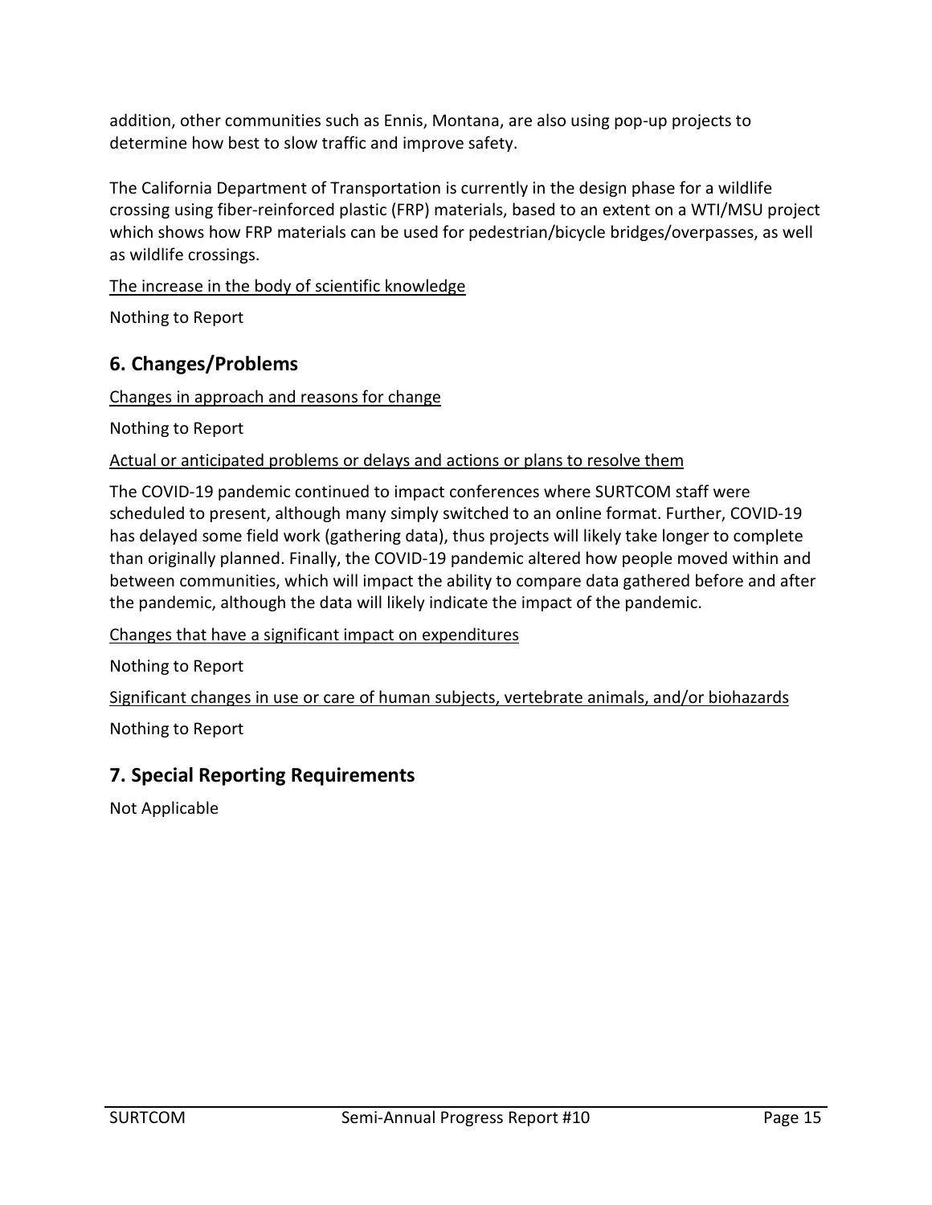addition, other communities such as Ennis, Montana, are also using pop-up projects to determine how best to slow traffic and improve safety.

The California Department of Transportation is currently in the design phase for a wildlife crossing using fiber-reinforced plastic (FRP) materials, based to an extent on a WTI/MSU project which shows how FRP materials can be used for pedestrian/bicycle bridges/overpasses, as well as wildlife crossings.

<u>The increase in the body of scientific knowledge</u>

Nothing to Report

## 6. Changes/Problems

<u>Changes in approach and reasons for change</u>

Nothing to Report

<u>Actual or anticipated problems or delays and actions or plans to resolve them</u>

The COVID-19 pandemic continued to impact conferences where SURTCOM staff were scheduled to present, although many simply switched to an online format. Further, COVID-19 has delayed some field work (gathering data), thus projects will likely take longer to complete than originally planned. Finally, the COVID-19 pandemic altered how people moved within and between communities, which will impact the ability to compare data gathered before and after the pandemic, although the data will likely indicate the impact of the pandemic.

<u>Changes that have a significant impact on expenditures</u>

Nothing to Report

<u>Significant changes in use or care of human subjects, vertebrate animals, and/or biohazards</u>

Nothing to Report

## 7. Special Reporting Requirements

Not Applicable